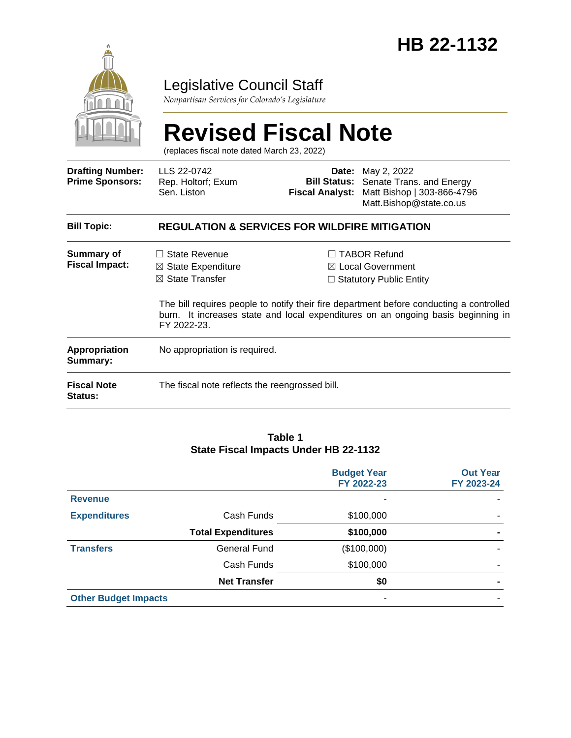# HB 22-1132

## Legislative Council Staff

*Nonpartisan Services for Colorado's Legislature*

# Revised Fiscal Note

(replaces fiscal note dated March 23, 2022)

| | | | |
|---|---|---|---|
| **Drafting Number:** | LLS 22-0742 | **Date:** | May 2, 2022 |
| **Prime Sponsors:** | Rep. Holtorf; Exum<br>Sen. Liston | **Bill Status:** | Senate Trans. and Energy |
| | | **Fiscal Analyst:** | Matt Bishop \| 303-866-4796<br>Matt.Bishop@state.co.us |

**Bill Topic:** **REGULATION & SERVICES FOR WILDFIRE MITIGATION**

**Summary of Fiscal Impact:**

☐ State Revenue
☒ State Expenditure
☒ State Transfer
☐ TABOR Refund
☒ Local Government
☐ Statutory Public Entity

The bill requires people to notify their fire department before conducting a controlled burn. It increases state and local expenditures on an ongoing basis beginning in FY 2022-23.

**Appropriation Summary:** No appropriation is required.

**Fiscal Note Status:** The fiscal note reflects the reengrossed bill.

**Table 1**
**State Fiscal Impacts Under HB 22-1132**

| | | Budget Year FY 2022-23 | Out Year FY 2023-24 |
|---|---|---|---|
| **Revenue** | | - | - |
| **Expenditures** | Cash Funds | $100,000 | - |
| | **Total Expenditures** | **$100,000** | **-** |
| **Transfers** | General Fund | ($100,000) | - |
| | Cash Funds | $100,000 | - |
| | **Net Transfer** | **$0** | **-** |
| **Other Budget Impacts** | | - | - |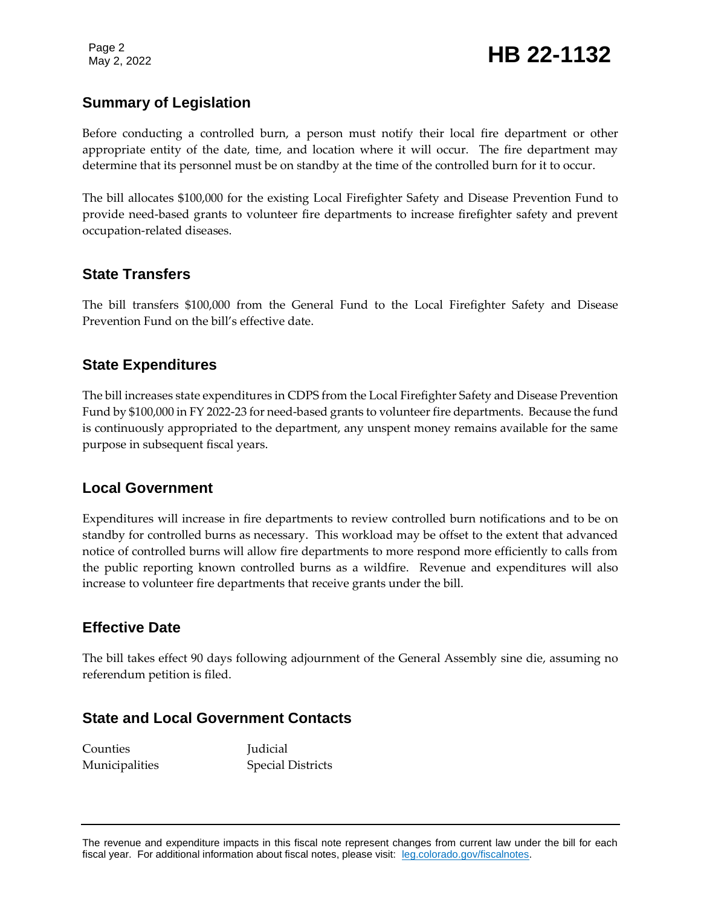## Summary of Legislation

Before conducting a controlled burn, a person must notify their local fire department or other appropriate entity of the date, time, and location where it will occur. The fire department may determine that its personnel must be on standby at the time of the controlled burn for it to occur.

The bill allocates $100,000 for the existing Local Firefighter Safety and Disease Prevention Fund to provide need-based grants to volunteer fire departments to increase firefighter safety and prevent occupation-related diseases.

## State Transfers

The bill transfers $100,000 from the General Fund to the Local Firefighter Safety and Disease Prevention Fund on the bill's effective date.

## State Expenditures

The bill increases state expenditures in CDPS from the Local Firefighter Safety and Disease Prevention Fund by $100,000 in FY 2022-23 for need-based grants to volunteer fire departments. Because the fund is continuously appropriated to the department, any unspent money remains available for the same purpose in subsequent fiscal years.

## Local Government

Expenditures will increase in fire departments to review controlled burn notifications and to be on standby for controlled burns as necessary. This workload may be offset to the extent that advanced notice of controlled burns will allow fire departments to more respond more efficiently to calls from the public reporting known controlled burns as a wildfire. Revenue and expenditures will also increase to volunteer fire departments that receive grants under the bill.

## Effective Date

The bill takes effect 90 days following adjournment of the General Assembly sine die, assuming no referendum petition is filed.

## State and Local Government Contacts

| | |
|---|---|
| Counties | Judicial |
| Municipalities | Special Districts |

The revenue and expenditure impacts in this fiscal note represent changes from current law under the bill for each fiscal year. For additional information about fiscal notes, please visit: leg.colorado.gov/fiscalnotes.